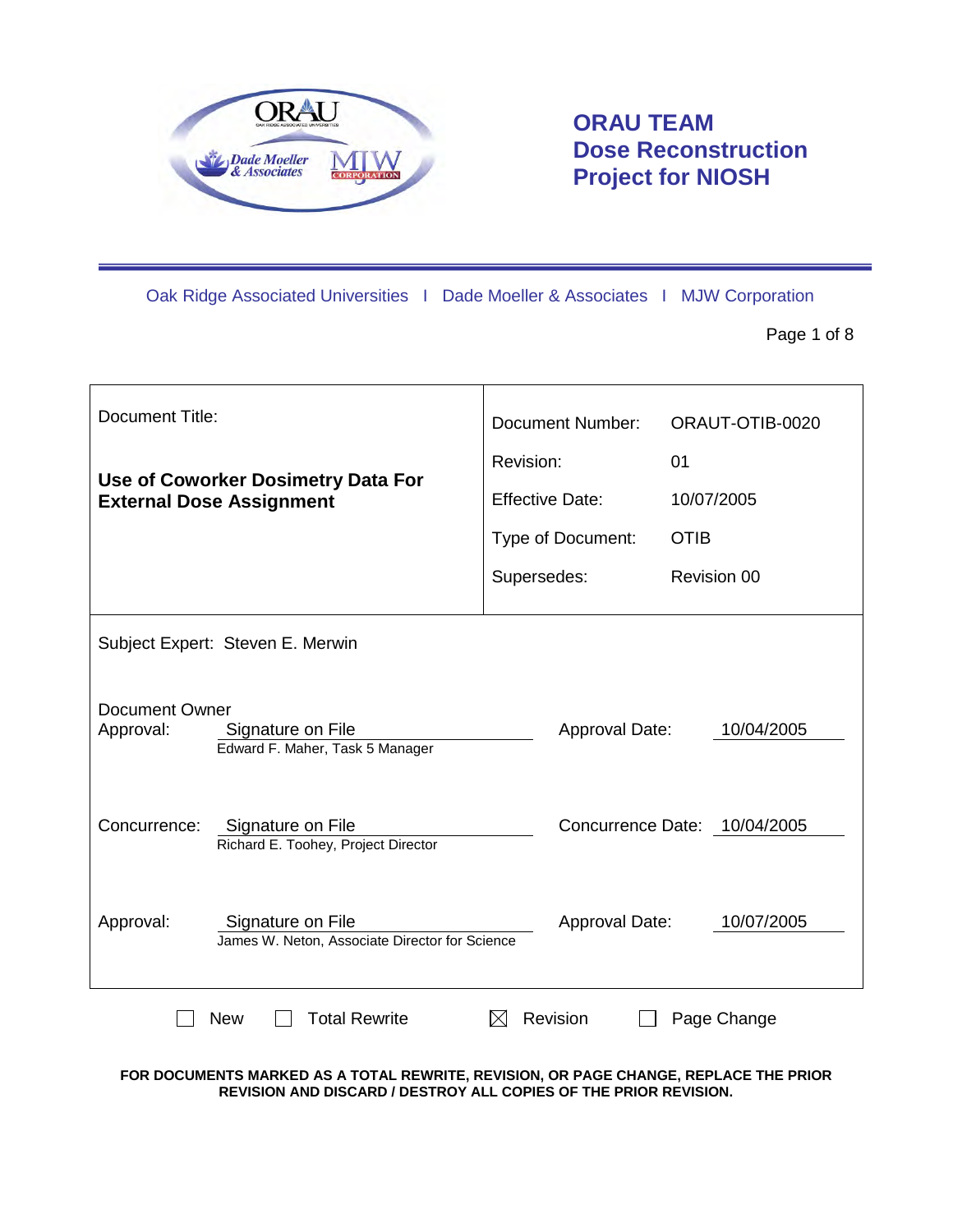# ORAU TEAM
# Dose Reconstruction Project for NIOSH

Oak Ridge Associated Universities I Dade Moeller & Associates I MJW Corporation

| Document Title: | |
|---|---|
| **Use of Coworker Dosimetry Data For External Dose Assignment** | Document Number: ORAUT-OTIB-0020 |
| | Revision: 01 |
| | Effective Date: 10/07/2005 |
| | Type of Document: OTIB |
| | Supersedes: Revision 00 |

Subject Expert: Steven E. Merwin

Document Owner Approval: Signature on File — Edward F. Maher, Task 5 Manager — Approval Date: 10/04/2005

Concurrence: Signature on File — Richard E. Toohey, Project Director — Concurrence Date: 10/04/2005

Approval: Signature on File — James W. Neton, Associate Director for Science — Approval Date: 10/07/2005

☐ New ☐ Total Rewrite ☒ Revision ☐ Page Change

**FOR DOCUMENTS MARKED AS A TOTAL REWRITE, REVISION, OR PAGE CHANGE, REPLACE THE PRIOR REVISION AND DISCARD / DESTROY ALL COPIES OF THE PRIOR REVISION.**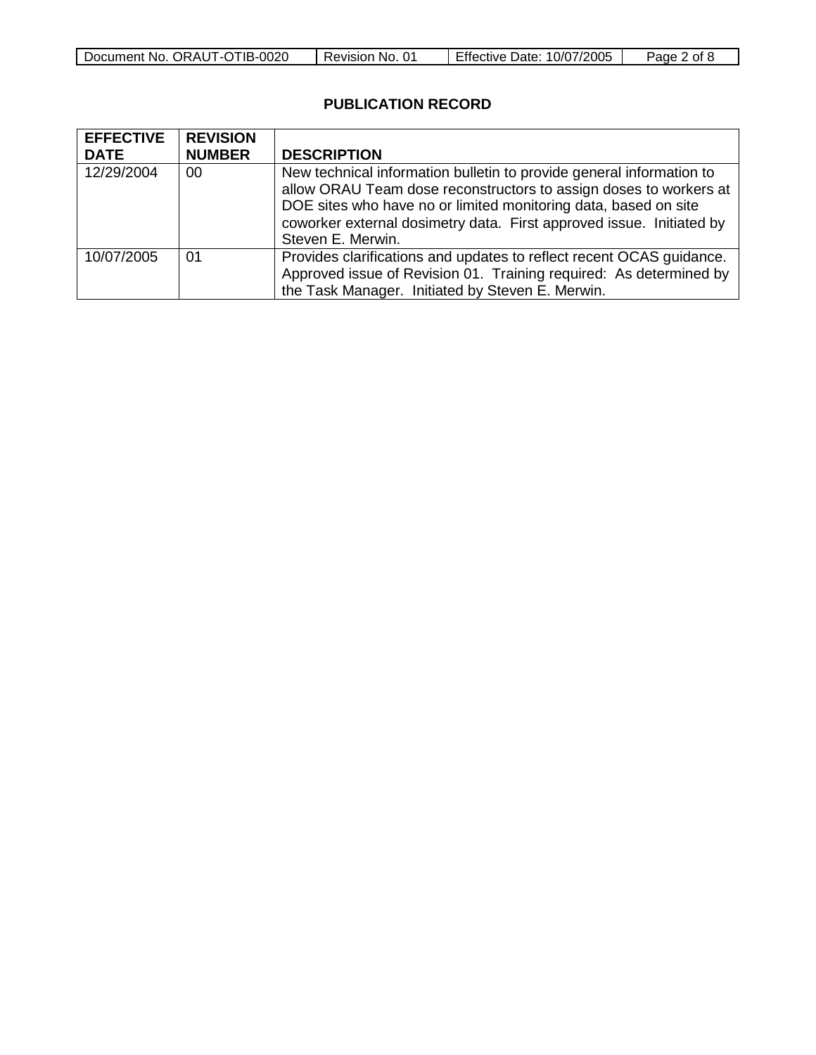**PUBLICATION RECORD**

| EFFECTIVE DATE | REVISION NUMBER | DESCRIPTION |
| --- | --- | --- |
| 12/29/2004 | 00 | New technical information bulletin to provide general information to allow ORAU Team dose reconstructors to assign doses to workers at DOE sites who have no or limited monitoring data, based on site coworker external dosimetry data. First approved issue. Initiated by Steven E. Merwin. |
| 10/07/2005 | 01 | Provides clarifications and updates to reflect recent OCAS guidance. Approved issue of Revision 01. Training required: As determined by the Task Manager. Initiated by Steven E. Merwin. |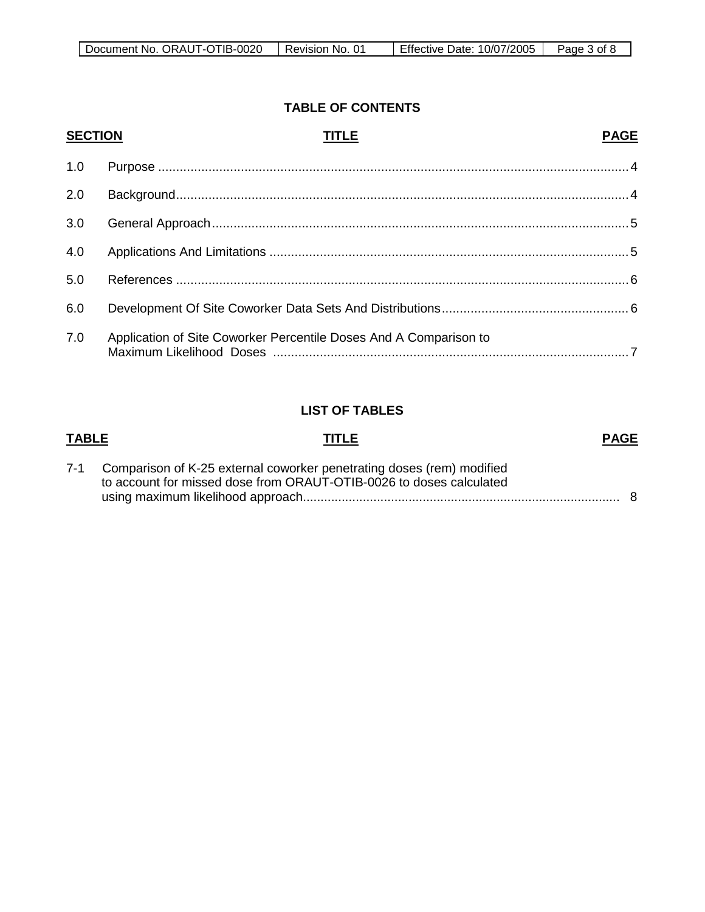## TABLE OF CONTENTS

| SECTION | TITLE | PAGE |
|---|---|---|
| 1.0 | Purpose | 4 |
| 2.0 | Background | 4 |
| 3.0 | General Approach | 5 |
| 4.0 | Applications And Limitations | 5 |
| 5.0 | References | 6 |
| 6.0 | Development Of Site Coworker Data Sets And Distributions | 6 |
| 7.0 | Application of Site Coworker Percentile Doses And A Comparison to Maximum Likelihood Doses | 7 |

## LIST OF TABLES

| TABLE | TITLE | PAGE |
|---|---|---|
| 7-1 | Comparison of K-25 external coworker penetrating doses (rem) modified to account for missed dose from ORAUT-OTIB-0026 to doses calculated using maximum likelihood approach | 8 |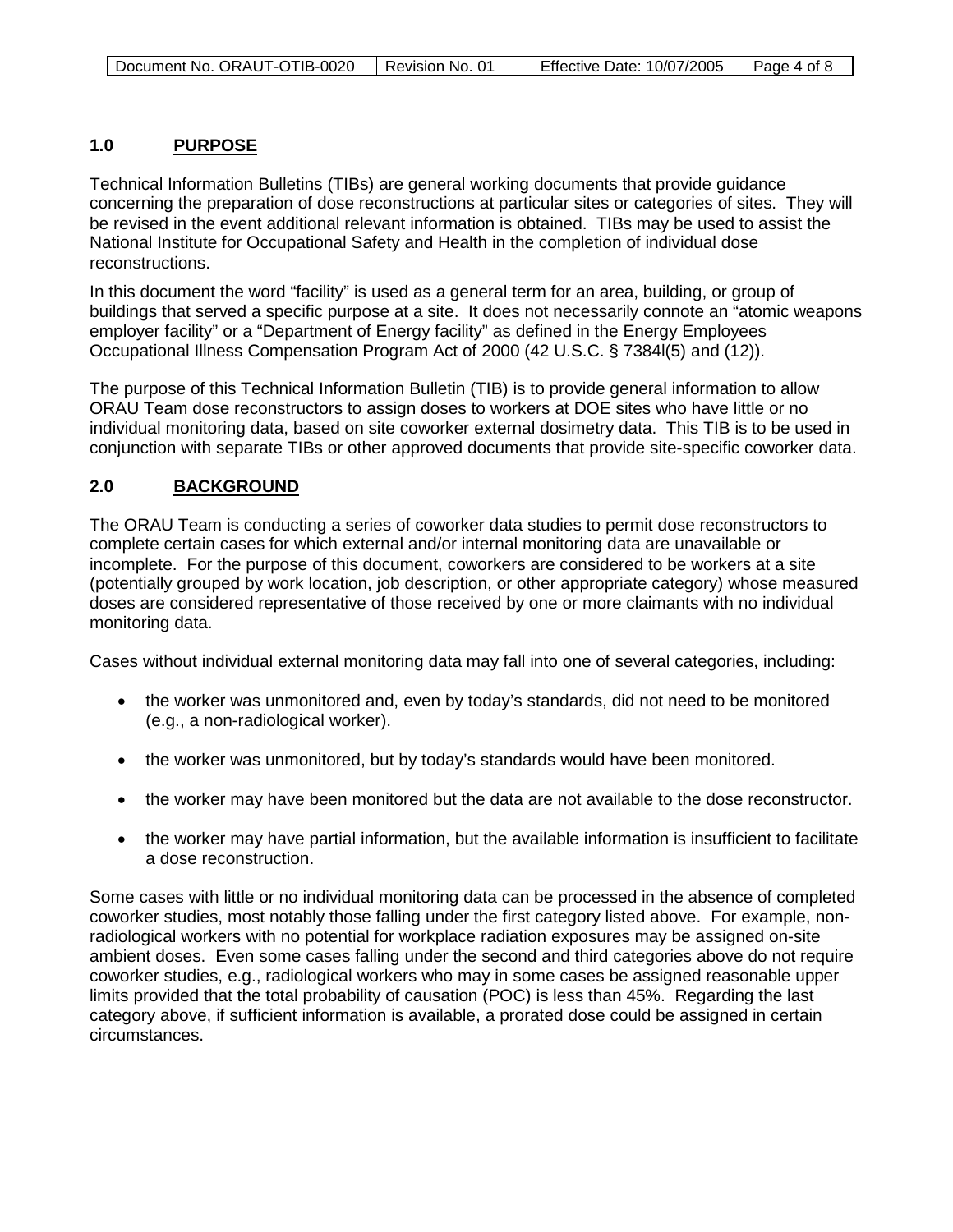## 1.0 PURPOSE

Technical Information Bulletins (TIBs) are general working documents that provide guidance concerning the preparation of dose reconstructions at particular sites or categories of sites. They will be revised in the event additional relevant information is obtained. TIBs may be used to assist the National Institute for Occupational Safety and Health in the completion of individual dose reconstructions.

In this document the word "facility" is used as a general term for an area, building, or group of buildings that served a specific purpose at a site. It does not necessarily connote an "atomic weapons employer facility" or a "Department of Energy facility" as defined in the Energy Employees Occupational Illness Compensation Program Act of 2000 (42 U.S.C. § 7384l(5) and (12)).

The purpose of this Technical Information Bulletin (TIB) is to provide general information to allow ORAU Team dose reconstructors to assign doses to workers at DOE sites who have little or no individual monitoring data, based on site coworker external dosimetry data. This TIB is to be used in conjunction with separate TIBs or other approved documents that provide site-specific coworker data.

## 2.0 BACKGROUND

The ORAU Team is conducting a series of coworker data studies to permit dose reconstructors to complete certain cases for which external and/or internal monitoring data are unavailable or incomplete. For the purpose of this document, coworkers are considered to be workers at a site (potentially grouped by work location, job description, or other appropriate category) whose measured doses are considered representative of those received by one or more claimants with no individual monitoring data.

Cases without individual external monitoring data may fall into one of several categories, including:

- the worker was unmonitored and, even by today's standards, did not need to be monitored (e.g., a non-radiological worker).
- the worker was unmonitored, but by today's standards would have been monitored.
- the worker may have been monitored but the data are not available to the dose reconstructor.
- the worker may have partial information, but the available information is insufficient to facilitate a dose reconstruction.

Some cases with little or no individual monitoring data can be processed in the absence of completed coworker studies, most notably those falling under the first category listed above. For example, non-radiological workers with no potential for workplace radiation exposures may be assigned on-site ambient doses. Even some cases falling under the second and third categories above do not require coworker studies, e.g., radiological workers who may in some cases be assigned reasonable upper limits provided that the total probability of causation (POC) is less than 45%. Regarding the last category above, if sufficient information is available, a prorated dose could be assigned in certain circumstances.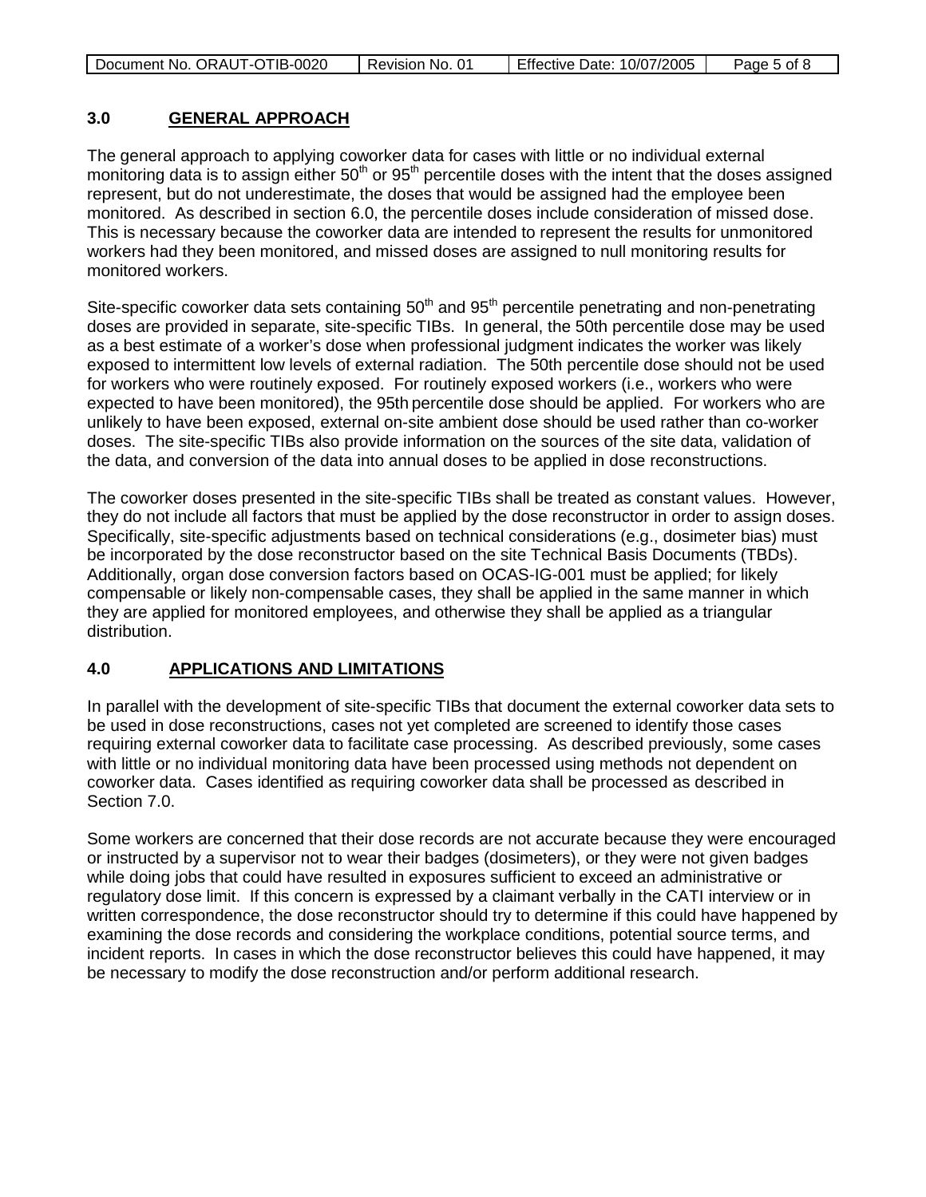## 3.0 GENERAL APPROACH

The general approach to applying coworker data for cases with little or no individual external monitoring data is to assign either 50th or 95th percentile doses with the intent that the doses assigned represent, but do not underestimate, the doses that would be assigned had the employee been monitored. As described in section 6.0, the percentile doses include consideration of missed dose. This is necessary because the coworker data are intended to represent the results for unmonitored workers had they been monitored, and missed doses are assigned to null monitoring results for monitored workers.

Site-specific coworker data sets containing 50th and 95th percentile penetrating and non-penetrating doses are provided in separate, site-specific TIBs. In general, the 50th percentile dose may be used as a best estimate of a worker's dose when professional judgment indicates the worker was likely exposed to intermittent low levels of external radiation. The 50th percentile dose should not be used for workers who were routinely exposed. For routinely exposed workers (i.e., workers who were expected to have been monitored), the 95th percentile dose should be applied. For workers who are unlikely to have been exposed, external on-site ambient dose should be used rather than co-worker doses. The site-specific TIBs also provide information on the sources of the site data, validation of the data, and conversion of the data into annual doses to be applied in dose reconstructions.

The coworker doses presented in the site-specific TIBs shall be treated as constant values. However, they do not include all factors that must be applied by the dose reconstructor in order to assign doses. Specifically, site-specific adjustments based on technical considerations (e.g., dosimeter bias) must be incorporated by the dose reconstructor based on the site Technical Basis Documents (TBDs). Additionally, organ dose conversion factors based on OCAS-IG-001 must be applied; for likely compensable or likely non-compensable cases, they shall be applied in the same manner in which they are applied for monitored employees, and otherwise they shall be applied as a triangular distribution.

## 4.0 APPLICATIONS AND LIMITATIONS

In parallel with the development of site-specific TIBs that document the external coworker data sets to be used in dose reconstructions, cases not yet completed are screened to identify those cases requiring external coworker data to facilitate case processing. As described previously, some cases with little or no individual monitoring data have been processed using methods not dependent on coworker data. Cases identified as requiring coworker data shall be processed as described in Section 7.0.

Some workers are concerned that their dose records are not accurate because they were encouraged or instructed by a supervisor not to wear their badges (dosimeters), or they were not given badges while doing jobs that could have resulted in exposures sufficient to exceed an administrative or regulatory dose limit. If this concern is expressed by a claimant verbally in the CATI interview or in written correspondence, the dose reconstructor should try to determine if this could have happened by examining the dose records and considering the workplace conditions, potential source terms, and incident reports. In cases in which the dose reconstructor believes this could have happened, it may be necessary to modify the dose reconstruction and/or perform additional research.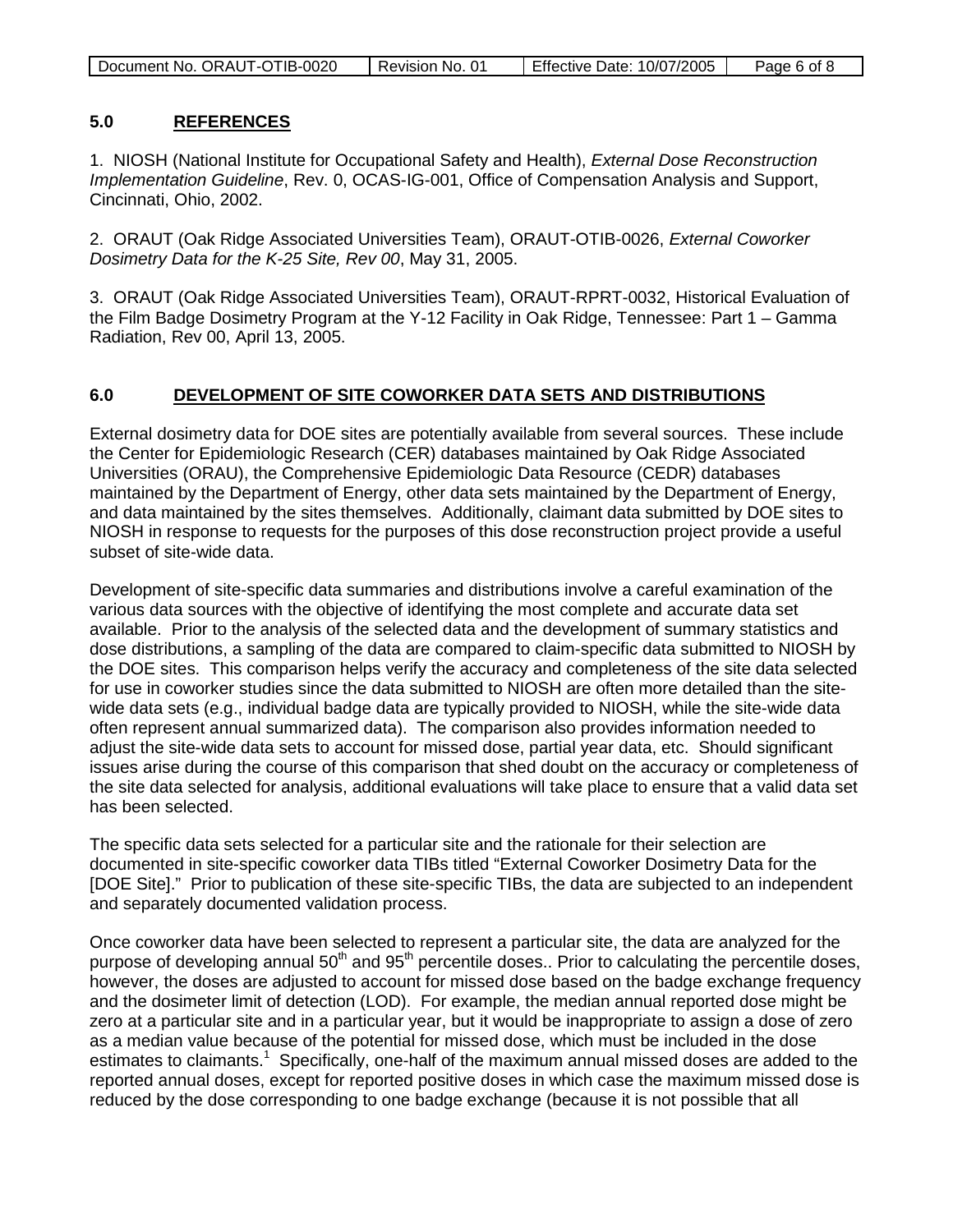## 5.0 REFERENCES

1. NIOSH (National Institute for Occupational Safety and Health), *External Dose Reconstruction Implementation Guideline*, Rev. 0, OCAS-IG-001, Office of Compensation Analysis and Support, Cincinnati, Ohio, 2002.

2. ORAUT (Oak Ridge Associated Universities Team), ORAUT-OTIB-0026, *External Coworker Dosimetry Data for the K-25 Site, Rev 00*, May 31, 2005.

3. ORAUT (Oak Ridge Associated Universities Team), ORAUT-RPRT-0032, Historical Evaluation of the Film Badge Dosimetry Program at the Y-12 Facility in Oak Ridge, Tennessee: Part 1 – Gamma Radiation, Rev 00, April 13, 2005.

## 6.0 DEVELOPMENT OF SITE COWORKER DATA SETS AND DISTRIBUTIONS

External dosimetry data for DOE sites are potentially available from several sources. These include the Center for Epidemiologic Research (CER) databases maintained by Oak Ridge Associated Universities (ORAU), the Comprehensive Epidemiologic Data Resource (CEDR) databases maintained by the Department of Energy, other data sets maintained by the Department of Energy, and data maintained by the sites themselves. Additionally, claimant data submitted by DOE sites to NIOSH in response to requests for the purposes of this dose reconstruction project provide a useful subset of site-wide data.

Development of site-specific data summaries and distributions involve a careful examination of the various data sources with the objective of identifying the most complete and accurate data set available. Prior to the analysis of the selected data and the development of summary statistics and dose distributions, a sampling of the data are compared to claim-specific data submitted to NIOSH by the DOE sites. This comparison helps verify the accuracy and completeness of the site data selected for use in coworker studies since the data submitted to NIOSH are often more detailed than the site-wide data sets (e.g., individual badge data are typically provided to NIOSH, while the site-wide data often represent annual summarized data). The comparison also provides information needed to adjust the site-wide data sets to account for missed dose, partial year data, etc. Should significant issues arise during the course of this comparison that shed doubt on the accuracy or completeness of the site data selected for analysis, additional evaluations will take place to ensure that a valid data set has been selected.

The specific data sets selected for a particular site and the rationale for their selection are documented in site-specific coworker data TIBs titled "External Coworker Dosimetry Data for the [DOE Site]." Prior to publication of these site-specific TIBs, the data are subjected to an independent and separately documented validation process.

Once coworker data have been selected to represent a particular site, the data are analyzed for the purpose of developing annual 50$^{th}$ and 95$^{th}$ percentile doses.. Prior to calculating the percentile doses, however, the doses are adjusted to account for missed dose based on the badge exchange frequency and the dosimeter limit of detection (LOD). For example, the median annual reported dose might be zero at a particular site and in a particular year, but it would be inappropriate to assign a dose of zero as a median value because of the potential for missed dose, which must be included in the dose estimates to claimants.[1] Specifically, one-half of the maximum annual missed doses are added to the reported annual doses, except for reported positive doses in which case the maximum missed dose is reduced by the dose corresponding to one badge exchange (because it is not possible that all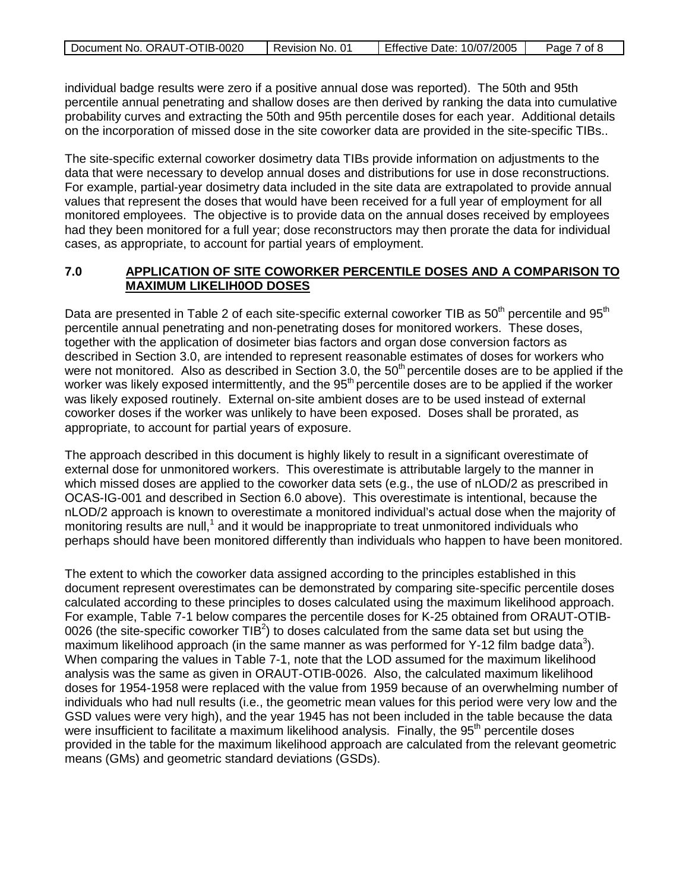individual badge results were zero if a positive annual dose was reported). The 50th and 95th percentile annual penetrating and shallow doses are then derived by ranking the data into cumulative probability curves and extracting the 50th and 95th percentile doses for each year. Additional details on the incorporation of missed dose in the site coworker data are provided in the site-specific TIBs..

The site-specific external coworker dosimetry data TIBs provide information on adjustments to the data that were necessary to develop annual doses and distributions for use in dose reconstructions. For example, partial-year dosimetry data included in the site data are extrapolated to provide annual values that represent the doses that would have been received for a full year of employment for all monitored employees. The objective is to provide data on the annual doses received by employees had they been monitored for a full year; dose reconstructors may then prorate the data for individual cases, as appropriate, to account for partial years of employment.

## 7.0 APPLICATION OF SITE COWORKER PERCENTILE DOSES AND A COMPARISON TO MAXIMUM LIKELIH0OD DOSES

Data are presented in Table 2 of each site-specific external coworker TIB as 50$^{th}$ percentile and 95$^{th}$ percentile annual penetrating and non-penetrating doses for monitored workers. These doses, together with the application of dosimeter bias factors and organ dose conversion factors as described in Section 3.0, are intended to represent reasonable estimates of doses for workers who were not monitored. Also as described in Section 3.0, the 50$^{th}$ percentile doses are to be applied if the worker was likely exposed intermittently, and the 95$^{th}$ percentile doses are to be applied if the worker was likely exposed routinely. External on-site ambient doses are to be used instead of external coworker doses if the worker was unlikely to have been exposed. Doses shall be prorated, as appropriate, to account for partial years of exposure.

The approach described in this document is highly likely to result in a significant overestimate of external dose for unmonitored workers. This overestimate is attributable largely to the manner in which missed doses are applied to the coworker data sets (e.g., the use of nLOD/2 as prescribed in OCAS-IG-001 and described in Section 6.0 above). This overestimate is intentional, because the nLOD/2 approach is known to overestimate a monitored individual's actual dose when the majority of monitoring results are null,[1] and it would be inappropriate to treat unmonitored individuals who perhaps should have been monitored differently than individuals who happen to have been monitored.

The extent to which the coworker data assigned according to the principles established in this document represent overestimates can be demonstrated by comparing site-specific percentile doses calculated according to these principles to doses calculated using the maximum likelihood approach. For example, Table 7-1 below compares the percentile doses for K-25 obtained from ORAUT-OTIB-0026 (the site-specific coworker TIB[2]) to doses calculated from the same data set but using the maximum likelihood approach (in the same manner as was performed for Y-12 film badge data[3]). When comparing the values in Table 7-1, note that the LOD assumed for the maximum likelihood analysis was the same as given in ORAUT-OTIB-0026. Also, the calculated maximum likelihood doses for 1954-1958 were replaced with the value from 1959 because of an overwhelming number of individuals who had null results (i.e., the geometric mean values for this period were very low and the GSD values were very high), and the year 1945 has not been included in the table because the data were insufficient to facilitate a maximum likelihood analysis. Finally, the 95$^{th}$ percentile doses provided in the table for the maximum likelihood approach are calculated from the relevant geometric means (GMs) and geometric standard deviations (GSDs).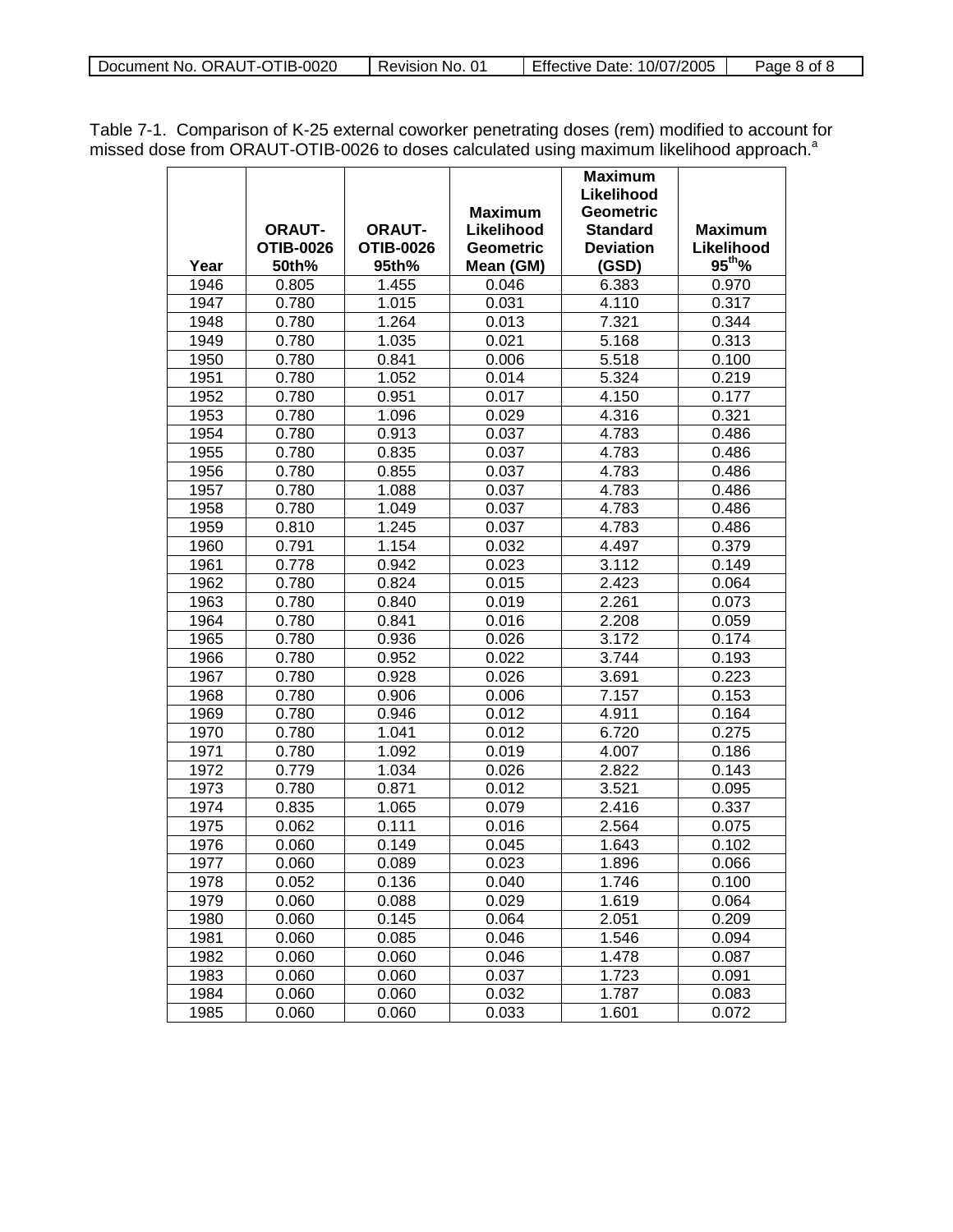Table 7-1. Comparison of K-25 external coworker penetrating doses (rem) modified to account for missed dose from ORAUT-OTIB-0026 to doses calculated using maximum likelihood approach.[a]

| Year | ORAUT-OTIB-0026 50th% | ORAUT-OTIB-0026 95th% | Maximum Likelihood Geometric Mean (GM) | Maximum Likelihood Geometric Standard Deviation (GSD) | Maximum Likelihood 95th% |
|---|---|---|---|---|---|
| 1946 | 0.805 | 1.455 | 0.046 | 6.383 | 0.970 |
| 1947 | 0.780 | 1.015 | 0.031 | 4.110 | 0.317 |
| 1948 | 0.780 | 1.264 | 0.013 | 7.321 | 0.344 |
| 1949 | 0.780 | 1.035 | 0.021 | 5.168 | 0.313 |
| 1950 | 0.780 | 0.841 | 0.006 | 5.518 | 0.100 |
| 1951 | 0.780 | 1.052 | 0.014 | 5.324 | 0.219 |
| 1952 | 0.780 | 0.951 | 0.017 | 4.150 | 0.177 |
| 1953 | 0.780 | 1.096 | 0.029 | 4.316 | 0.321 |
| 1954 | 0.780 | 0.913 | 0.037 | 4.783 | 0.486 |
| 1955 | 0.780 | 0.835 | 0.037 | 4.783 | 0.486 |
| 1956 | 0.780 | 0.855 | 0.037 | 4.783 | 0.486 |
| 1957 | 0.780 | 1.088 | 0.037 | 4.783 | 0.486 |
| 1958 | 0.780 | 1.049 | 0.037 | 4.783 | 0.486 |
| 1959 | 0.810 | 1.245 | 0.037 | 4.783 | 0.486 |
| 1960 | 0.791 | 1.154 | 0.032 | 4.497 | 0.379 |
| 1961 | 0.778 | 0.942 | 0.023 | 3.112 | 0.149 |
| 1962 | 0.780 | 0.824 | 0.015 | 2.423 | 0.064 |
| 1963 | 0.780 | 0.840 | 0.019 | 2.261 | 0.073 |
| 1964 | 0.780 | 0.841 | 0.016 | 2.208 | 0.059 |
| 1965 | 0.780 | 0.936 | 0.026 | 3.172 | 0.174 |
| 1966 | 0.780 | 0.952 | 0.022 | 3.744 | 0.193 |
| 1967 | 0.780 | 0.928 | 0.026 | 3.691 | 0.223 |
| 1968 | 0.780 | 0.906 | 0.006 | 7.157 | 0.153 |
| 1969 | 0.780 | 0.946 | 0.012 | 4.911 | 0.164 |
| 1970 | 0.780 | 1.041 | 0.012 | 6.720 | 0.275 |
| 1971 | 0.780 | 1.092 | 0.019 | 4.007 | 0.186 |
| 1972 | 0.779 | 1.034 | 0.026 | 2.822 | 0.143 |
| 1973 | 0.780 | 0.871 | 0.012 | 3.521 | 0.095 |
| 1974 | 0.835 | 1.065 | 0.079 | 2.416 | 0.337 |
| 1975 | 0.062 | 0.111 | 0.016 | 2.564 | 0.075 |
| 1976 | 0.060 | 0.149 | 0.045 | 1.643 | 0.102 |
| 1977 | 0.060 | 0.089 | 0.023 | 1.896 | 0.066 |
| 1978 | 0.052 | 0.136 | 0.040 | 1.746 | 0.100 |
| 1979 | 0.060 | 0.088 | 0.029 | 1.619 | 0.064 |
| 1980 | 0.060 | 0.145 | 0.064 | 2.051 | 0.209 |
| 1981 | 0.060 | 0.085 | 0.046 | 1.546 | 0.094 |
| 1982 | 0.060 | 0.060 | 0.046 | 1.478 | 0.087 |
| 1983 | 0.060 | 0.060 | 0.037 | 1.723 | 0.091 |
| 1984 | 0.060 | 0.060 | 0.032 | 1.787 | 0.083 |
| 1985 | 0.060 | 0.060 | 0.033 | 1.601 | 0.072 |